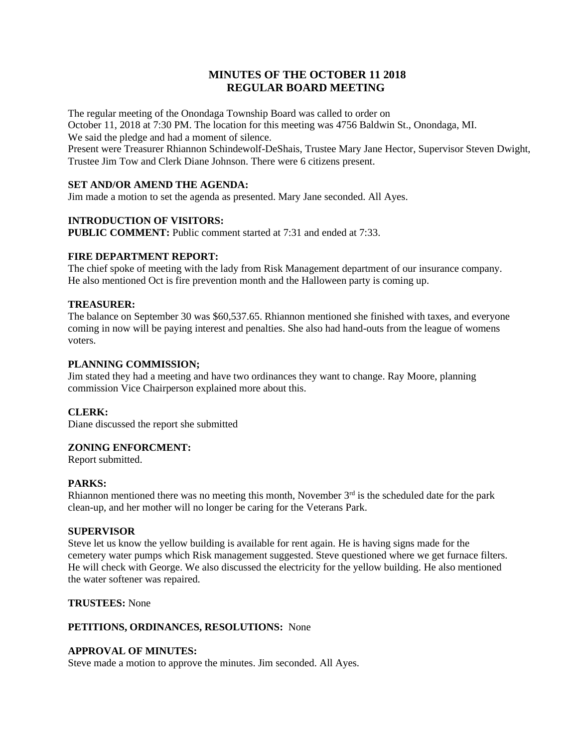# MINUTES OF THE OCTOBER 11 2018
# REGULAR BOARD MEETING

The regular meeting of the Onondaga Township Board was called to order on
October 11, 2018 at 7:30 PM. The location for this meeting was 4756 Baldwin St., Onondaga, MI.
We said the pledge and had a moment of silence.
Present were Treasurer Rhiannon Schindewolf-DeShais, Trustee Mary Jane Hector, Supervisor Steven Dwight, Trustee Jim Tow and Clerk Diane Johnson. There were 6 citizens present.

**SET AND/OR AMEND THE AGENDA:**
Jim made a motion to set the agenda as presented. Mary Jane seconded. All Ayes.

**INTRODUCTION OF VISITORS:**
**PUBLIC COMMENT:** Public comment started at 7:31 and ended at 7:33.

**FIRE DEPARTMENT REPORT:**
The chief spoke of meeting with the lady from Risk Management department of our insurance company. He also mentioned Oct is fire prevention month and the Halloween party is coming up.

**TREASURER:**
The balance on September 30 was $60,537.65. Rhiannon mentioned she finished with taxes, and everyone coming in now will be paying interest and penalties. She also had hand-outs from the league of womens voters.

**PLANNING COMMISSION;**
Jim stated they had a meeting and have two ordinances they want to change. Ray Moore, planning commission Vice Chairperson explained more about this.

**CLERK:**
Diane discussed the report she submitted

**ZONING ENFORCMENT:**
Report submitted.

**PARKS:**
Rhiannon mentioned there was no meeting this month, November 3rd is the scheduled date for the park clean-up, and her mother will no longer be caring for the Veterans Park.

**SUPERVISOR**
Steve let us know the yellow building is available for rent again. He is having signs made for the cemetery water pumps which Risk management suggested. Steve questioned where we get furnace filters. He will check with George. We also discussed the electricity for the yellow building. He also mentioned the water softener was repaired.

**TRUSTEES:** None

**PETITIONS, ORDINANCES, RESOLUTIONS:** None

**APPROVAL OF MINUTES:**
Steve made a motion to approve the minutes. Jim seconded. All Ayes.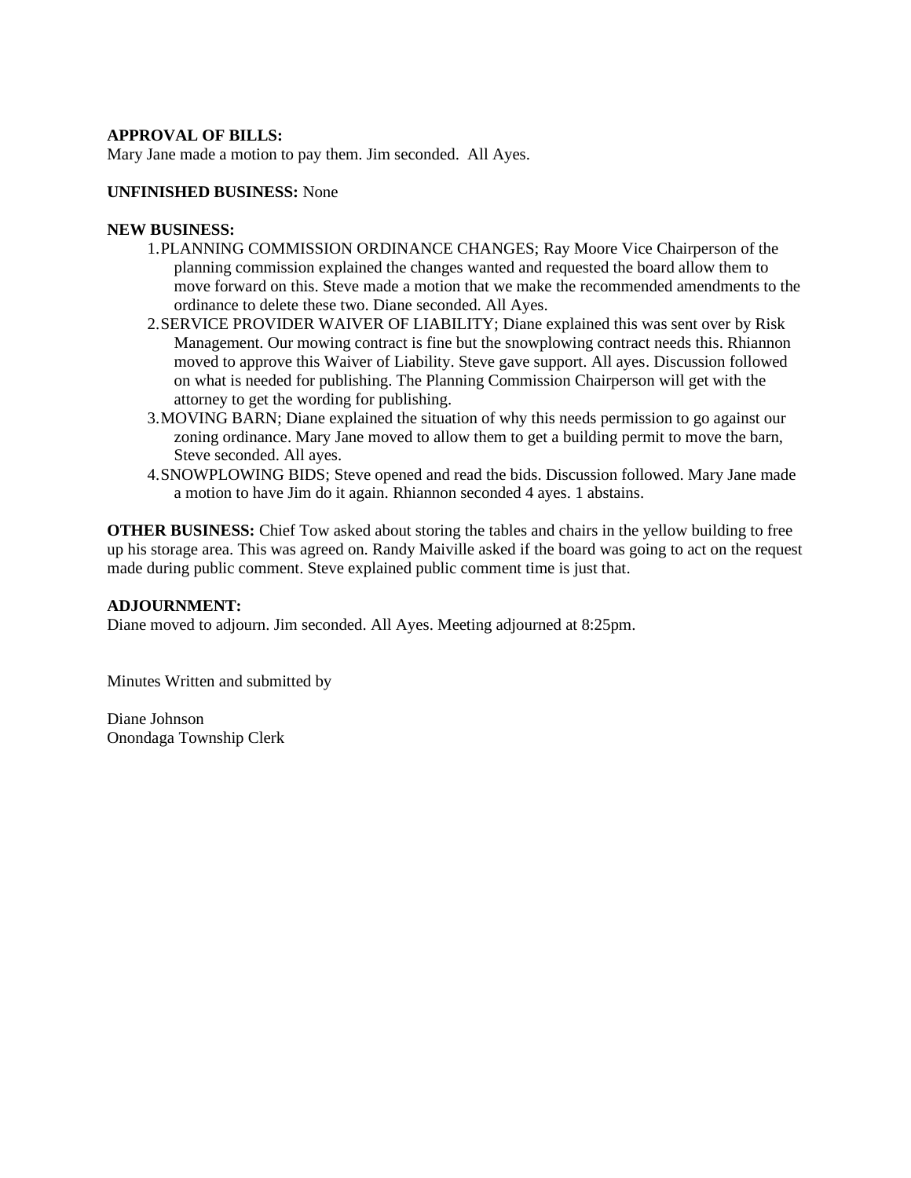**APPROVAL OF BILLS:**
Mary Jane made a motion to pay them. Jim seconded. All Ayes.

**UNFINISHED BUSINESS:** None

**NEW BUSINESS:**

1. PLANNING COMMISSION ORDINANCE CHANGES; Ray Moore Vice Chairperson of the planning commission explained the changes wanted and requested the board allow them to move forward on this. Steve made a motion that we make the recommended amendments to the ordinance to delete these two. Diane seconded. All Ayes.
2. SERVICE PROVIDER WAIVER OF LIABILITY; Diane explained this was sent over by Risk Management. Our mowing contract is fine but the snowplowing contract needs this. Rhiannon moved to approve this Waiver of Liability. Steve gave support. All ayes. Discussion followed on what is needed for publishing. The Planning Commission Chairperson will get with the attorney to get the wording for publishing.
3. MOVING BARN; Diane explained the situation of why this needs permission to go against our zoning ordinance. Mary Jane moved to allow them to get a building permit to move the barn, Steve seconded. All ayes.
4. SNOWPLOWING BIDS; Steve opened and read the bids. Discussion followed. Mary Jane made a motion to have Jim do it again. Rhiannon seconded 4 ayes. 1 abstains.

**OTHER BUSINESS:** Chief Tow asked about storing the tables and chairs in the yellow building to free up his storage area. This was agreed on. Randy Maiville asked if the board was going to act on the request made during public comment. Steve explained public comment time is just that.

**ADJOURNMENT:**
Diane moved to adjourn. Jim seconded. All Ayes. Meeting adjourned at 8:25pm.

Minutes Written and submitted by

Diane Johnson
Onondaga Township Clerk